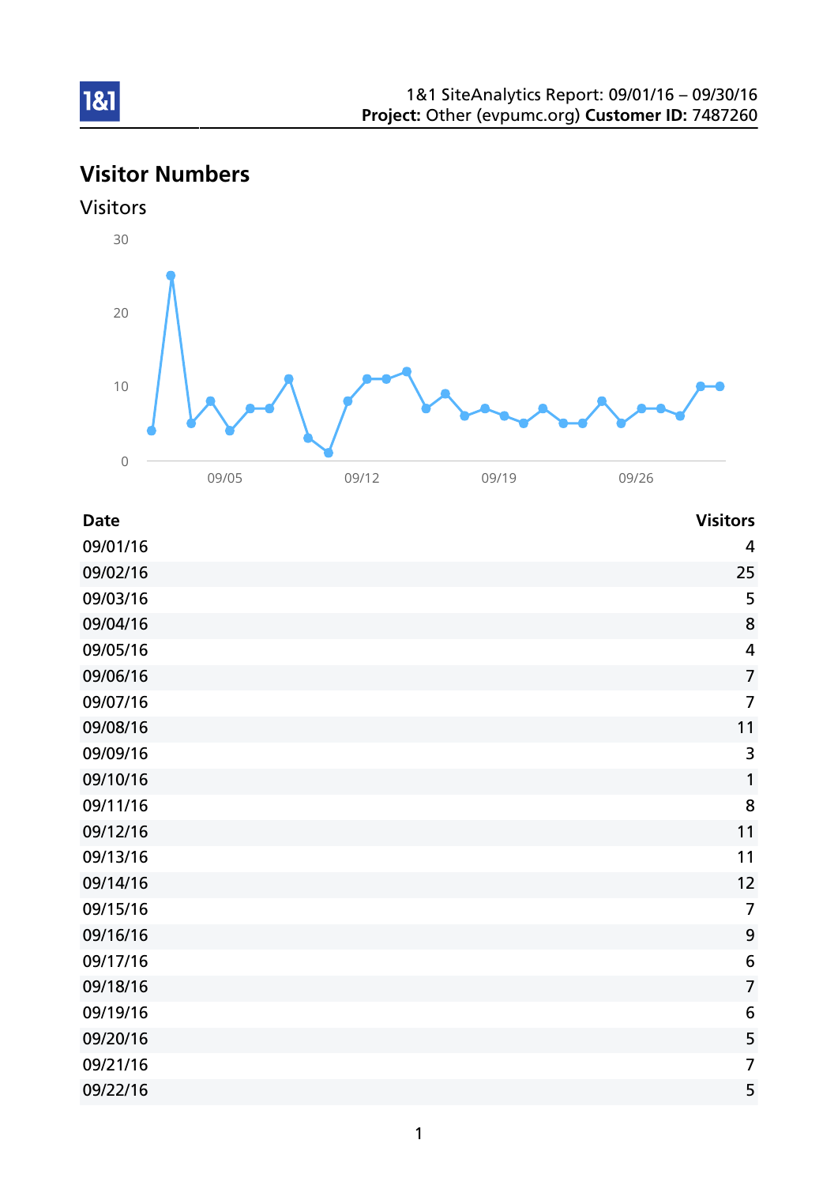1&1 SiteAnalytics Report: 09/01/16 – 09/30/16
**Project:** Other (evpumc.org) **Customer ID:** 7487260

# Visitor Numbers

## Visitors

| Date | Visitors |
|---|---|
| 09/01/16 | 4 |
| 09/02/16 | 25 |
| 09/03/16 | 5 |
| 09/04/16 | 8 |
| 09/05/16 | 4 |
| 09/06/16 | 7 |
| 09/07/16 | 7 |
| 09/08/16 | 11 |
| 09/09/16 | 3 |
| 09/10/16 | 1 |
| 09/11/16 | 8 |
| 09/12/16 | 11 |
| 09/13/16 | 11 |
| 09/14/16 | 12 |
| 09/15/16 | 7 |
| 09/16/16 | 9 |
| 09/17/16 | 6 |
| 09/18/16 | 7 |
| 09/19/16 | 6 |
| 09/20/16 | 5 |
| 09/21/16 | 7 |
| 09/22/16 | 5 |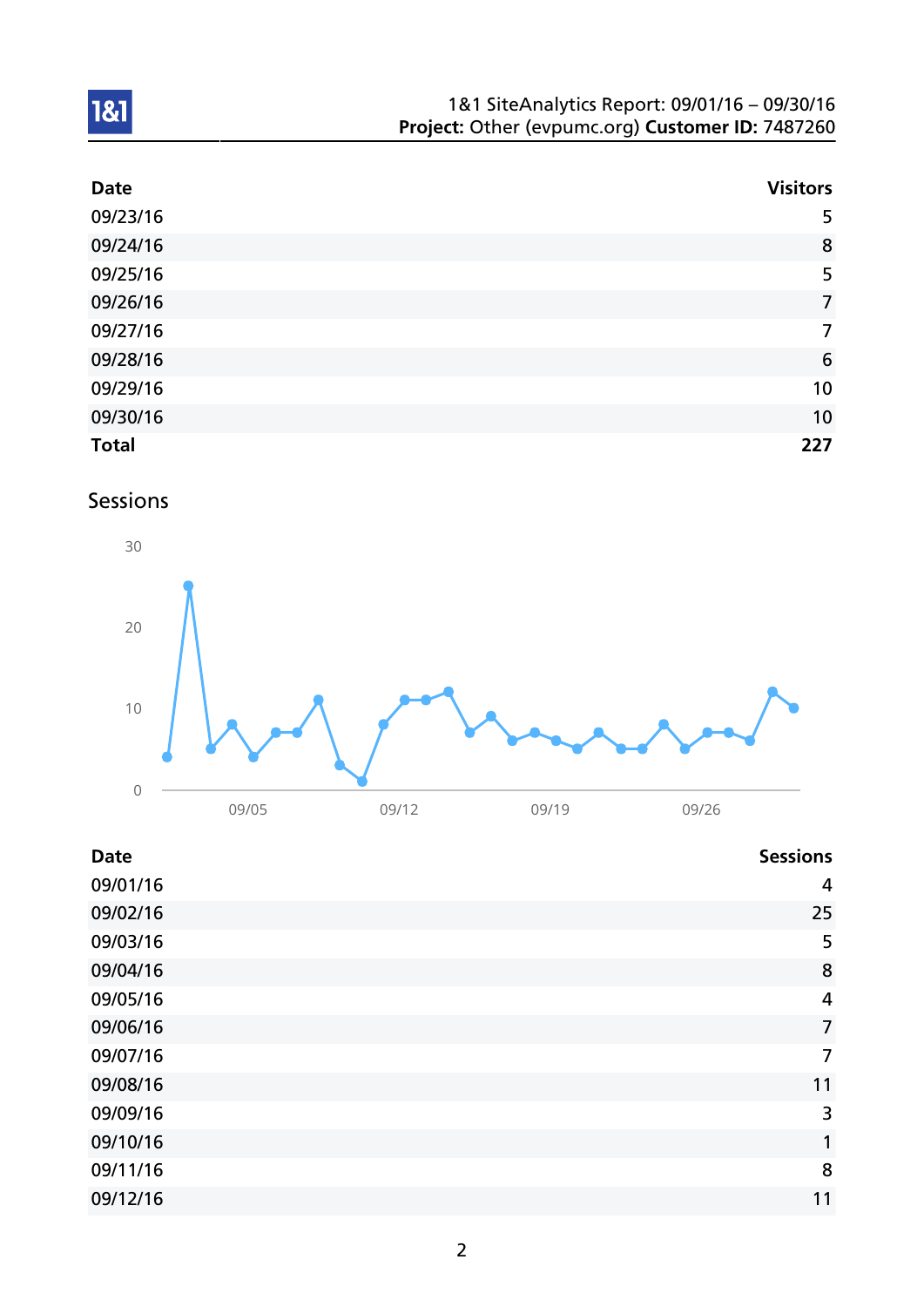| Date | Visitors |
|---|---|
| 09/23/16 | 5 |
| 09/24/16 | 8 |
| 09/25/16 | 5 |
| 09/26/16 | 7 |
| 09/27/16 | 7 |
| 09/28/16 | 6 |
| 09/29/16 | 10 |
| 09/30/16 | 10 |
| **Total** | **227** |

## Sessions

| Date | Sessions |
|---|---|
| 09/01/16 | 4 |
| 09/02/16 | 25 |
| 09/03/16 | 5 |
| 09/04/16 | 8 |
| 09/05/16 | 4 |
| 09/06/16 | 7 |
| 09/07/16 | 7 |
| 09/08/16 | 11 |
| 09/09/16 | 3 |
| 09/10/16 | 1 |
| 09/11/16 | 8 |
| 09/12/16 | 11 |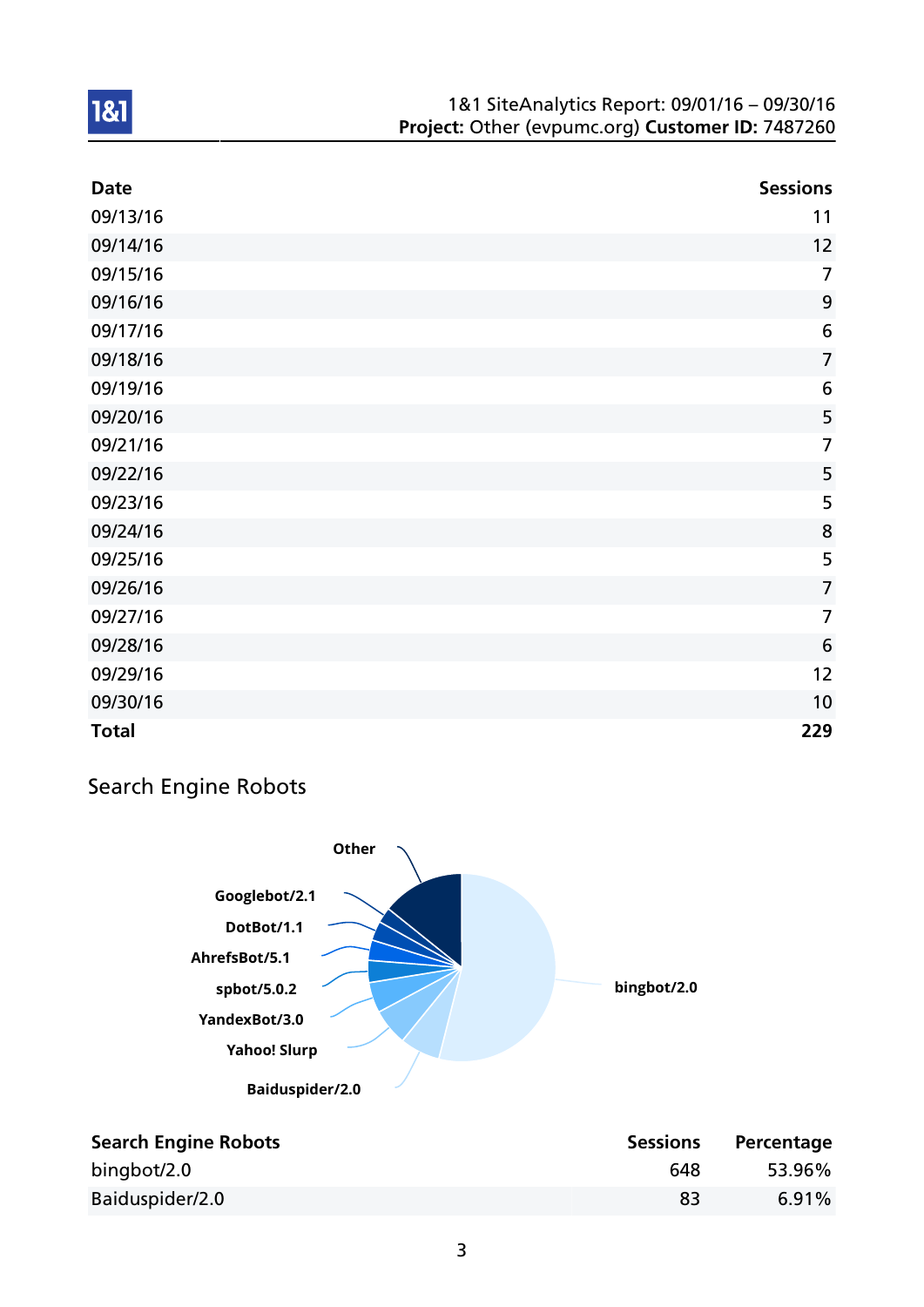| Date | Sessions |
| --- | --- |
| 09/13/16 | 11 |
| 09/14/16 | 12 |
| 09/15/16 | 7 |
| 09/16/16 | 9 |
| 09/17/16 | 6 |
| 09/18/16 | 7 |
| 09/19/16 | 6 |
| 09/20/16 | 5 |
| 09/21/16 | 7 |
| 09/22/16 | 5 |
| 09/23/16 | 5 |
| 09/24/16 | 8 |
| 09/25/16 | 5 |
| 09/26/16 | 7 |
| 09/27/16 | 7 |
| 09/28/16 | 6 |
| 09/29/16 | 12 |
| 09/30/16 | 10 |
| **Total** | **229** |

## Search Engine Robots

Other, Googlebot/2.1, DotBot/1.1, AhrefsBot/5.1, spbot/5.0.2, YandexBot/3.0, Yahoo! Slurp, Baiduspider/2.0, bingbot/2.0

| Search Engine Robots | Sessions | Percentage |
| --- | --- | --- |
| bingbot/2.0 | 648 | 53.96% |
| Baiduspider/2.0 | 83 | 6.91% |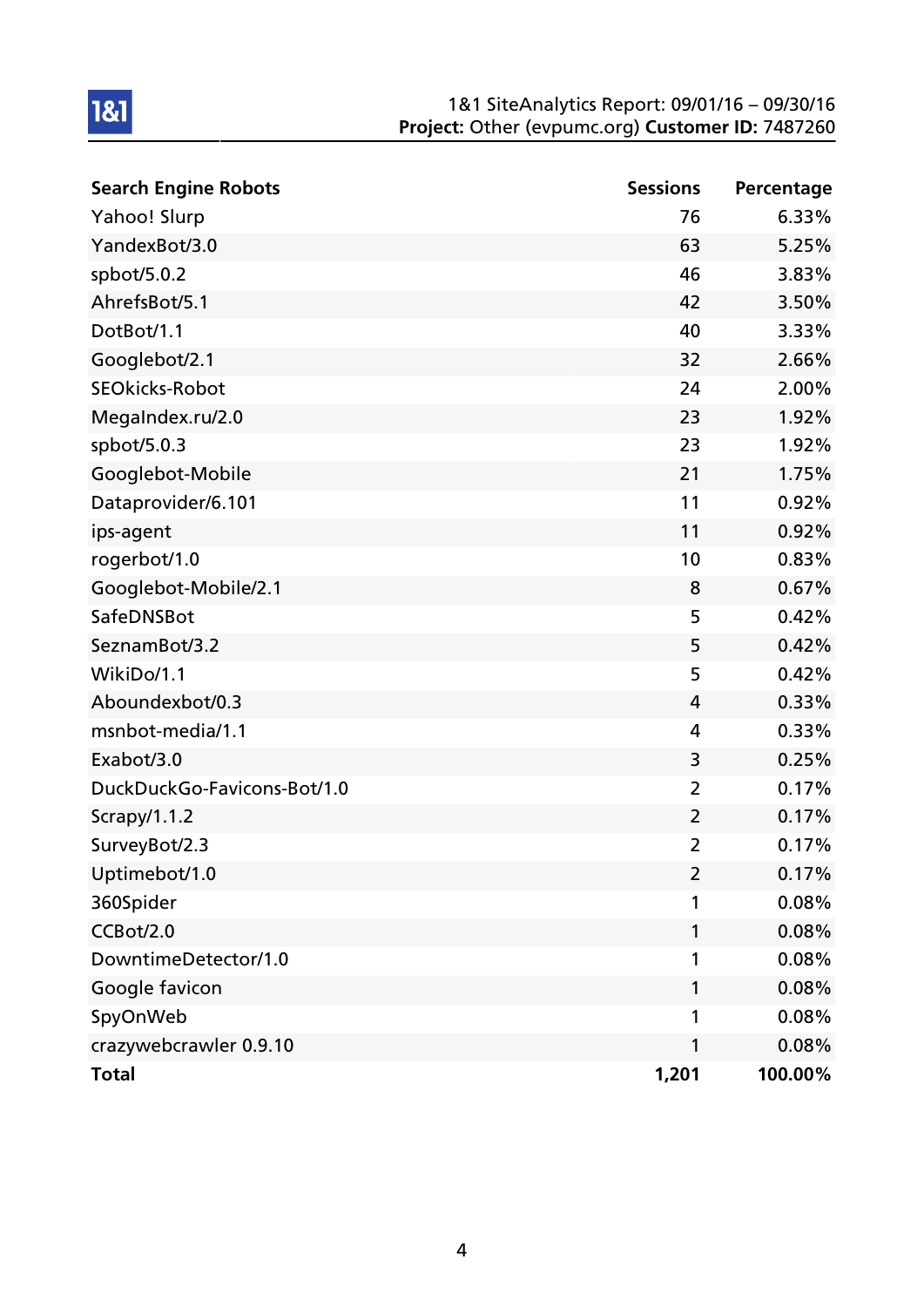| Search Engine Robots | Sessions | Percentage |
|---|---|---|
| Yahoo! Slurp | 76 | 6.33% |
| YandexBot/3.0 | 63 | 5.25% |
| spbot/5.0.2 | 46 | 3.83% |
| AhrefsBot/5.1 | 42 | 3.50% |
| DotBot/1.1 | 40 | 3.33% |
| Googlebot/2.1 | 32 | 2.66% |
| SEOkicks-Robot | 24 | 2.00% |
| MegaIndex.ru/2.0 | 23 | 1.92% |
| spbot/5.0.3 | 23 | 1.92% |
| Googlebot-Mobile | 21 | 1.75% |
| Dataprovider/6.101 | 11 | 0.92% |
| ips-agent | 11 | 0.92% |
| rogerbot/1.0 | 10 | 0.83% |
| Googlebot-Mobile/2.1 | 8 | 0.67% |
| SafeDNSBot | 5 | 0.42% |
| SeznamBot/3.2 | 5 | 0.42% |
| WikiDo/1.1 | 5 | 0.42% |
| Aboundexbot/0.3 | 4 | 0.33% |
| msnbot-media/1.1 | 4 | 0.33% |
| Exabot/3.0 | 3 | 0.25% |
| DuckDuckGo-Favicons-Bot/1.0 | 2 | 0.17% |
| Scrapy/1.1.2 | 2 | 0.17% |
| SurveyBot/2.3 | 2 | 0.17% |
| Uptimebot/1.0 | 2 | 0.17% |
| 360Spider | 1 | 0.08% |
| CCBot/2.0 | 1 | 0.08% |
| DowntimeDetector/1.0 | 1 | 0.08% |
| Google favicon | 1 | 0.08% |
| SpyOnWeb | 1 | 0.08% |
| crazywebcrawler 0.9.10 | 1 | 0.08% |
| **Total** | **1,201** | **100.00%** |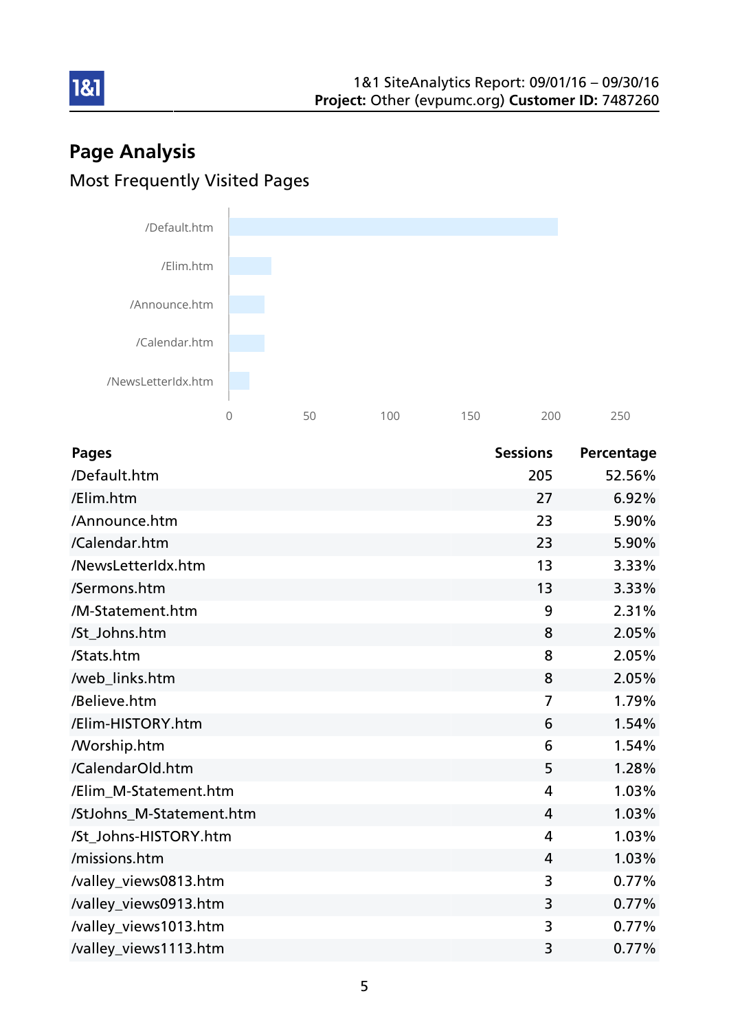# Page Analysis

## Most Frequently Visited Pages

| Pages | Sessions | Percentage |
|---|---|---|
| /Default.htm | 205 | 52.56% |
| /Elim.htm | 27 | 6.92% |
| /Announce.htm | 23 | 5.90% |
| /Calendar.htm | 23 | 5.90% |
| /NewsLetterIdx.htm | 13 | 3.33% |
| /Sermons.htm | 13 | 3.33% |
| /M-Statement.htm | 9 | 2.31% |
| /St_Johns.htm | 8 | 2.05% |
| /Stats.htm | 8 | 2.05% |
| /web_links.htm | 8 | 2.05% |
| /Believe.htm | 7 | 1.79% |
| /Elim-HISTORY.htm | 6 | 1.54% |
| /Worship.htm | 6 | 1.54% |
| /CalendarOld.htm | 5 | 1.28% |
| /Elim_M-Statement.htm | 4 | 1.03% |
| /StJohns_M-Statement.htm | 4 | 1.03% |
| /St_Johns-HISTORY.htm | 4 | 1.03% |
| /missions.htm | 4 | 1.03% |
| /valley_views0813.htm | 3 | 0.77% |
| /valley_views0913.htm | 3 | 0.77% |
| /valley_views1013.htm | 3 | 0.77% |
| /valley_views1113.htm | 3 | 0.77% |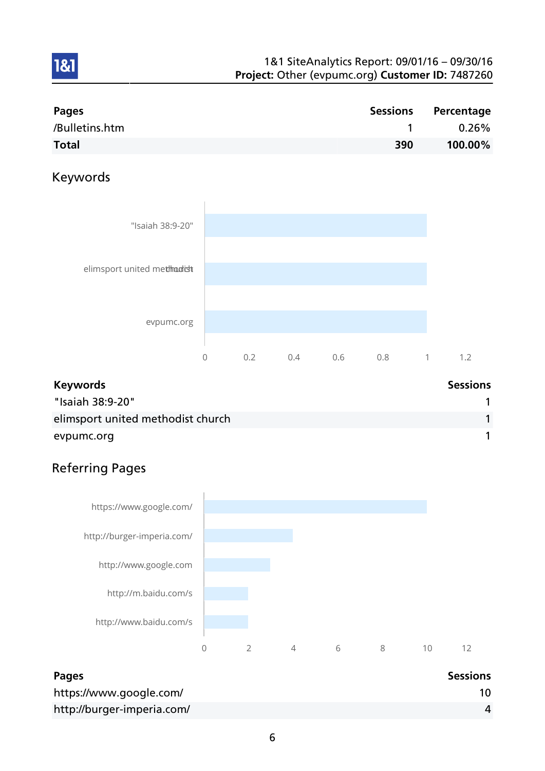| Pages | Sessions | Percentage |
|---|---|---|
| /Bulletins.htm | 1 | 0.26% |
| **Total** | **390** | **100.00%** |

## Keywords

| Keywords | Sessions |
|---|---|
| "Isaiah 38:9-20" | 1 |
| elimsport united methodist church | 1 |
| evpumc.org | 1 |

## Referring Pages

| Pages | Sessions |
|---|---|
| https://www.google.com/ | 10 |
| http://burger-imperia.com/ | 4 |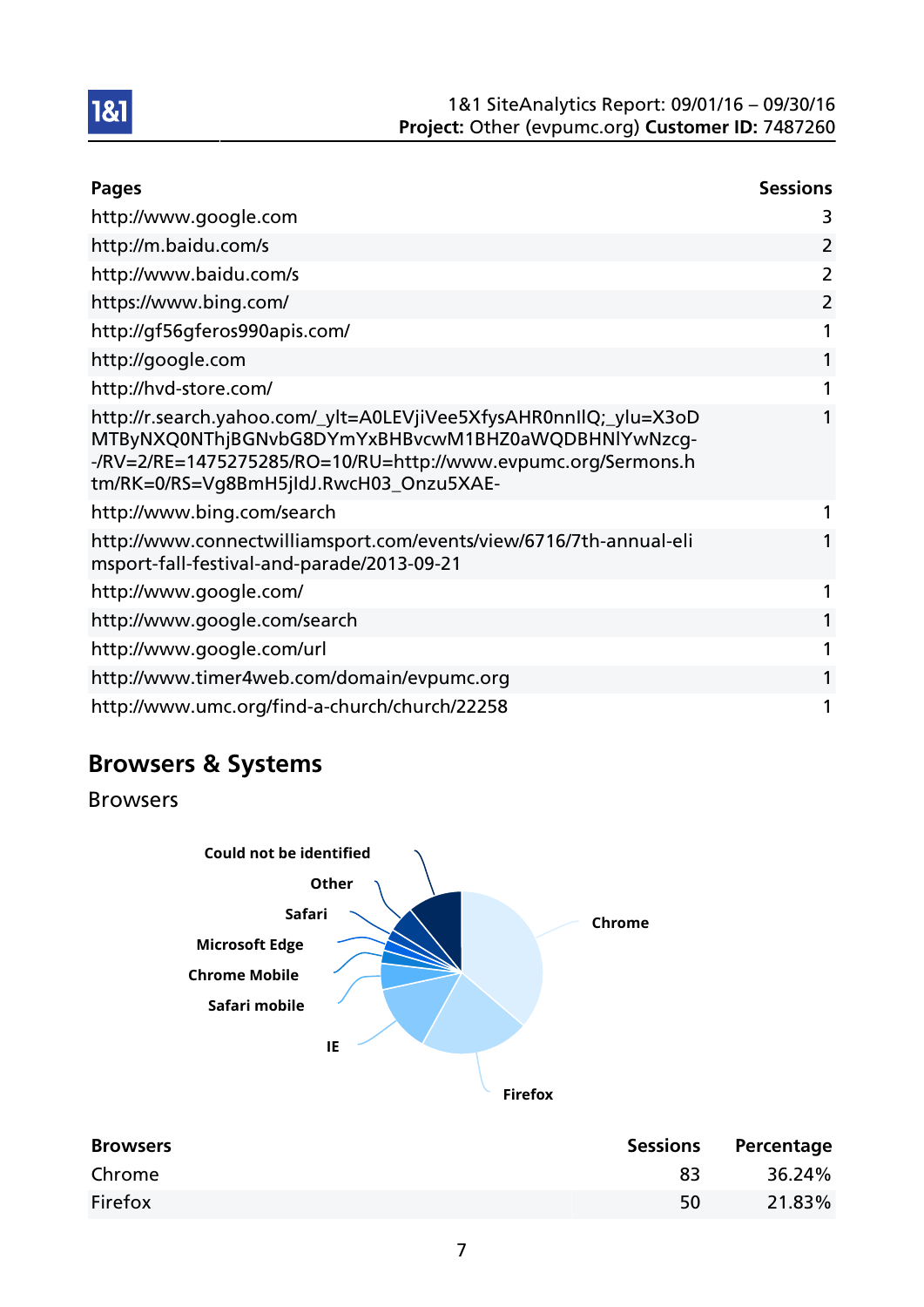| Pages | Sessions |
|---|---|
| http://www.google.com | 3 |
| http://m.baidu.com/s | 2 |
| http://www.baidu.com/s | 2 |
| https://www.bing.com/ | 2 |
| http://gf56gferos990apis.com/ | 1 |
| http://google.com | 1 |
| http://hvd-store.com/ | 1 |
| http://r.search.yahoo.com/_ylt=A0LEVjiVee5XfysAHR0nnIlQ;_ylu=X3oDMTByNXQ0NThjBGNvbG8DYmYxBHBvcwM1BHZ0aWQDBHNlYwNzcg--/RV=2/RE=1475275285/RO=10/RU=http://www.evpumc.org/Sermons.htm/RK=0/RS=Vg8BmH5jIdJ.RwcH03_Onzu5XAE- | 1 |
| http://www.bing.com/search | 1 |
| http://www.connectwilliamsport.com/events/view/6716/7th-annual-elimsport-fall-festival-and-parade/2013-09-21 | 1 |
| http://www.google.com/ | 1 |
| http://www.google.com/search | 1 |
| http://www.google.com/url | 1 |
| http://www.timer4web.com/domain/evpumc.org | 1 |
| http://www.umc.org/find-a-church/church/22258 | 1 |

## Browsers & Systems

### Browsers

| Browsers | Sessions | Percentage |
|---|---|---|
| Chrome | 83 | 36.24% |
| Firefox | 50 | 21.83% |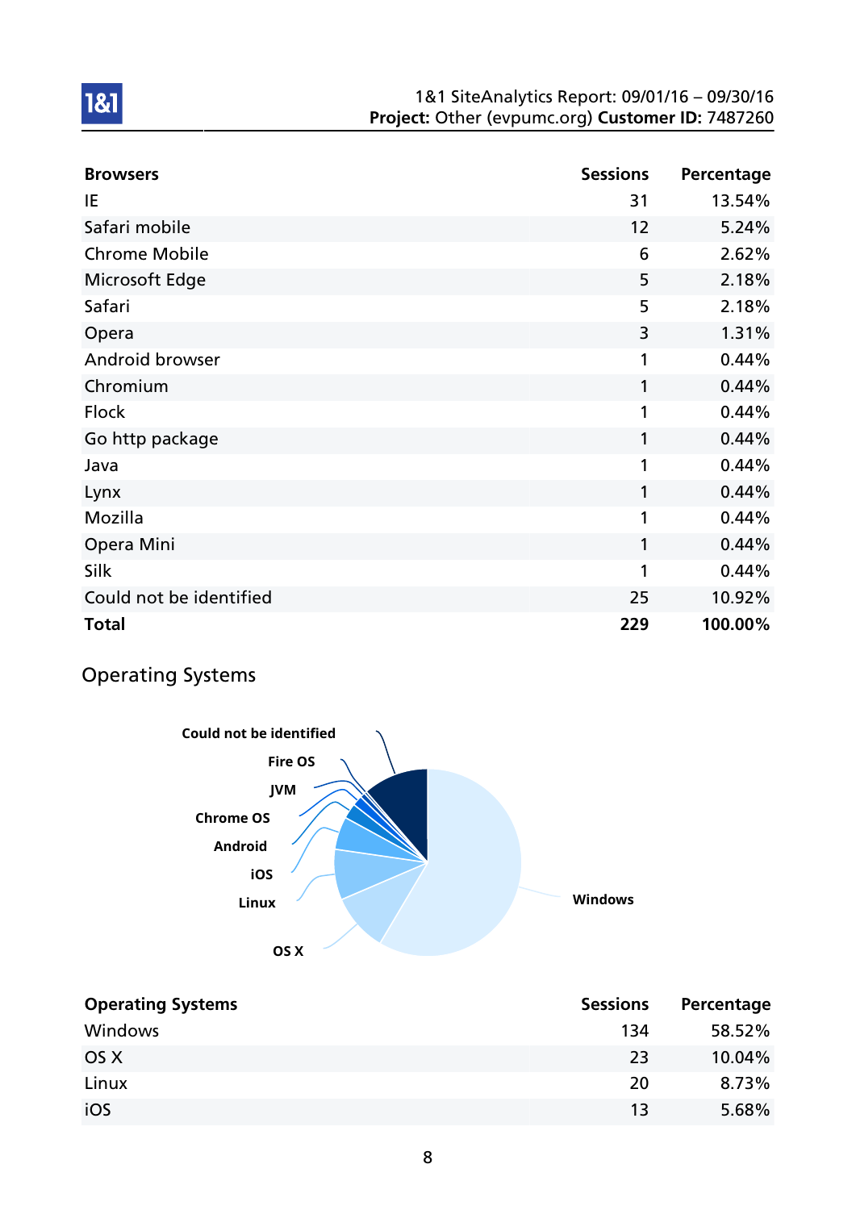| Browsers | Sessions | Percentage |
|---|---|---|
| IE | 31 | 13.54% |
| Safari mobile | 12 | 5.24% |
| Chrome Mobile | 6 | 2.62% |
| Microsoft Edge | 5 | 2.18% |
| Safari | 5 | 2.18% |
| Opera | 3 | 1.31% |
| Android browser | 1 | 0.44% |
| Chromium | 1 | 0.44% |
| Flock | 1 | 0.44% |
| Go http package | 1 | 0.44% |
| Java | 1 | 0.44% |
| Lynx | 1 | 0.44% |
| Mozilla | 1 | 0.44% |
| Opera Mini | 1 | 0.44% |
| Silk | 1 | 0.44% |
| Could not be identified | 25 | 10.92% |
| **Total** | **229** | **100.00%** |

## Operating Systems

| Operating Systems | Sessions | Percentage |
|---|---|---|
| Windows | 134 | 58.52% |
| OS X | 23 | 10.04% |
| Linux | 20 | 8.73% |
| iOS | 13 | 5.68% |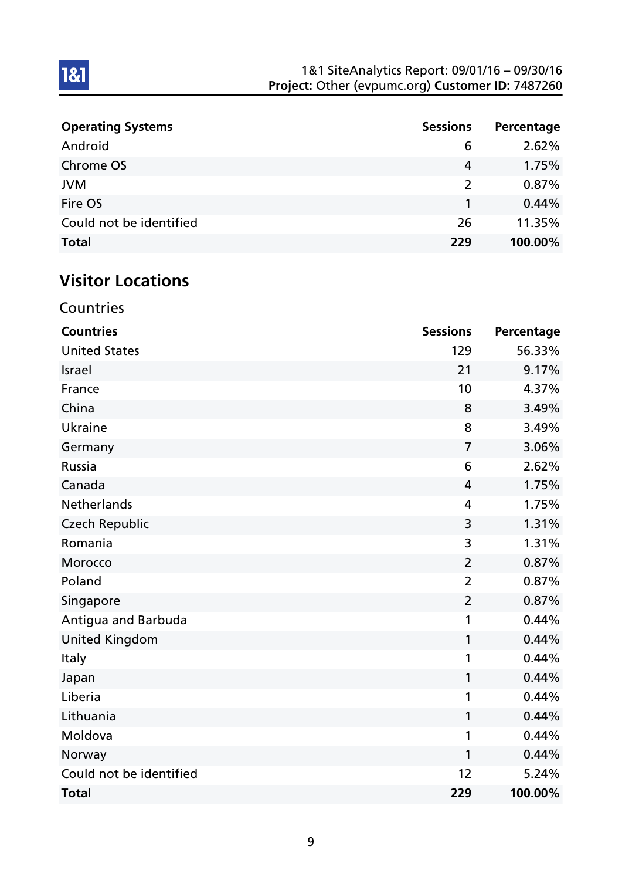| Operating Systems | Sessions | Percentage |
|---|---|---|
| Android | 6 | 2.62% |
| Chrome OS | 4 | 1.75% |
| JVM | 2 | 0.87% |
| Fire OS | 1 | 0.44% |
| Could not be identified | 26 | 11.35% |
| **Total** | **229** | **100.00%** |

## Visitor Locations

### Countries

| Countries | Sessions | Percentage |
|---|---|---|
| United States | 129 | 56.33% |
| Israel | 21 | 9.17% |
| France | 10 | 4.37% |
| China | 8 | 3.49% |
| Ukraine | 8 | 3.49% |
| Germany | 7 | 3.06% |
| Russia | 6 | 2.62% |
| Canada | 4 | 1.75% |
| Netherlands | 4 | 1.75% |
| Czech Republic | 3 | 1.31% |
| Romania | 3 | 1.31% |
| Morocco | 2 | 0.87% |
| Poland | 2 | 0.87% |
| Singapore | 2 | 0.87% |
| Antigua and Barbuda | 1 | 0.44% |
| United Kingdom | 1 | 0.44% |
| Italy | 1 | 0.44% |
| Japan | 1 | 0.44% |
| Liberia | 1 | 0.44% |
| Lithuania | 1 | 0.44% |
| Moldova | 1 | 0.44% |
| Norway | 1 | 0.44% |
| Could not be identified | 12 | 5.24% |
| **Total** | **229** | **100.00%** |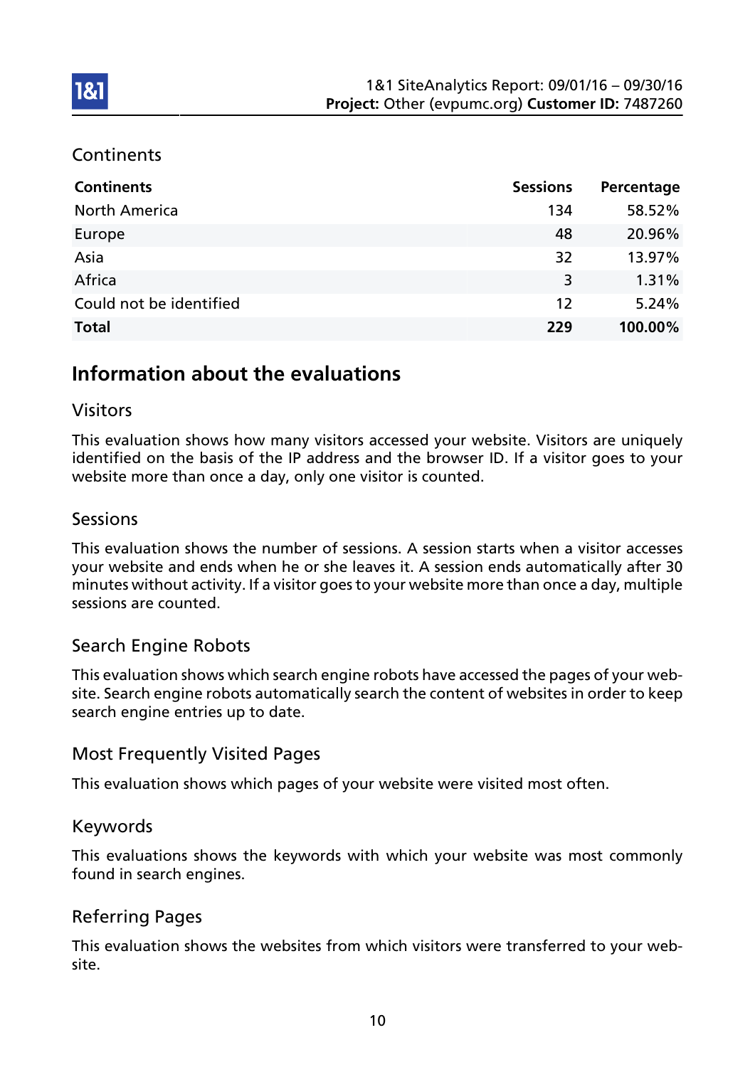## Continents

| Continents | Sessions | Percentage |
|---|---|---|
| North America | 134 | 58.52% |
| Europe | 48 | 20.96% |
| Asia | 32 | 13.97% |
| Africa | 3 | 1.31% |
| Could not be identified | 12 | 5.24% |
| **Total** | **229** | **100.00%** |

# Information about the evaluations

## Visitors

This evaluation shows how many visitors accessed your website. Visitors are uniquely identified on the basis of the IP address and the browser ID. If a visitor goes to your website more than once a day, only one visitor is counted.

## Sessions

This evaluation shows the number of sessions. A session starts when a visitor accesses your website and ends when he or she leaves it. A session ends automatically after 30 minutes without activity. If a visitor goes to your website more than once a day, multiple sessions are counted.

## Search Engine Robots

This evaluation shows which search engine robots have accessed the pages of your website. Search engine robots automatically search the content of websites in order to keep search engine entries up to date.

## Most Frequently Visited Pages

This evaluation shows which pages of your website were visited most often.

## Keywords

This evaluations shows the keywords with which your website was most commonly found in search engines.

## Referring Pages

This evaluation shows the websites from which visitors were transferred to your website.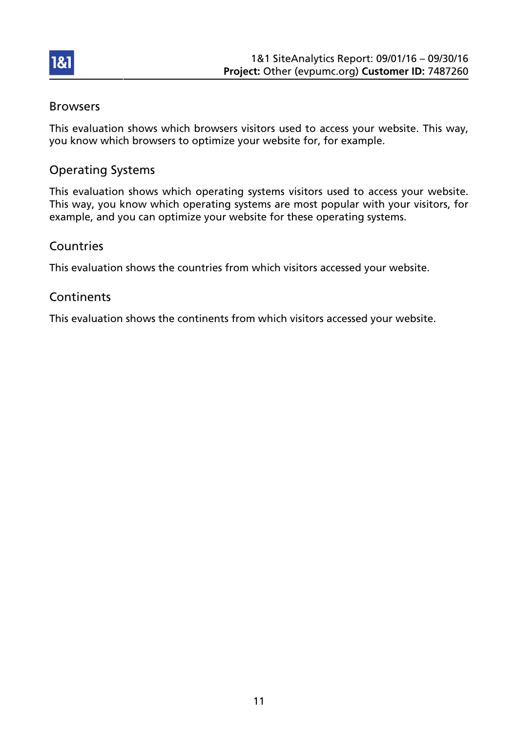## Browsers

This evaluation shows which browsers visitors used to access your website. This way, you know which browsers to optimize your website for, for example.

## Operating Systems

This evaluation shows which operating systems visitors used to access your website. This way, you know which operating systems are most popular with your visitors, for example, and you can optimize your website for these operating systems.

## Countries

This evaluation shows the countries from which visitors accessed your website.

## Continents

This evaluation shows the continents from which visitors accessed your website.